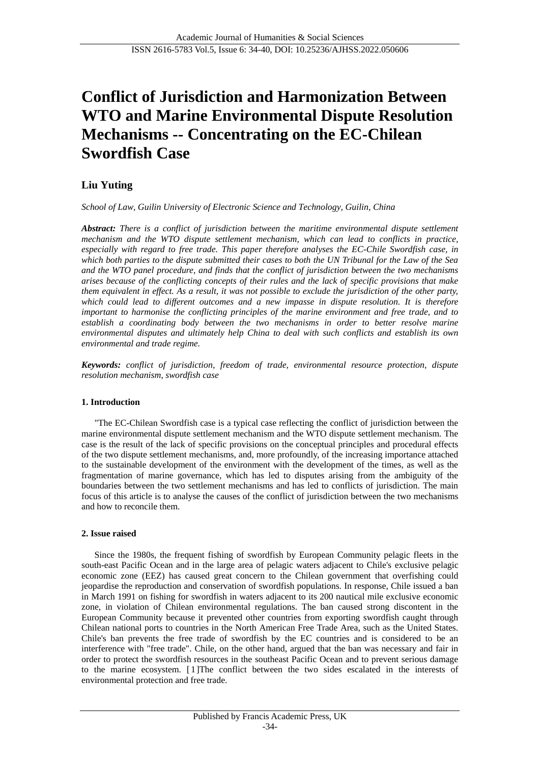# Conflict of Jurisdiction and Harmonization Between WTO and Marine Environmental Dispute Resolution Mechanisms -- Concentrating on the EC-Chilean Swordfish Case

**Liu Yuting**

*School of Law, Guilin University of Electronic Science and Technology, Guilin, China*

***Abstract:*** *There is a conflict of jurisdiction between the maritime environmental dispute settlement mechanism and the WTO dispute settlement mechanism, which can lead to conflicts in practice, especially with regard to free trade. This paper therefore analyses the EC-Chile Swordfish case, in which both parties to the dispute submitted their cases to both the UN Tribunal for the Law of the Sea and the WTO panel procedure, and finds that the conflict of jurisdiction between the two mechanisms arises because of the conflicting concepts of their rules and the lack of specific provisions that make them equivalent in effect. As a result, it was not possible to exclude the jurisdiction of the other party, which could lead to different outcomes and a new impasse in dispute resolution. It is therefore important to harmonise the conflicting principles of the marine environment and free trade, and to establish a coordinating body between the two mechanisms in order to better resolve marine environmental disputes and ultimately help China to deal with such conflicts and establish its own environmental and trade regime.*

***Keywords:*** *conflict of jurisdiction, freedom of trade, environmental resource protection, dispute resolution mechanism, swordfish case*

## 1. Introduction

"The EC-Chilean Swordfish case is a typical case reflecting the conflict of jurisdiction between the marine environmental dispute settlement mechanism and the WTO dispute settlement mechanism. The case is the result of the lack of specific provisions on the conceptual principles and procedural effects of the two dispute settlement mechanisms, and, more profoundly, of the increasing importance attached to the sustainable development of the environment with the development of the times, as well as the fragmentation of marine governance, which has led to disputes arising from the ambiguity of the boundaries between the two settlement mechanisms and has led to conflicts of jurisdiction. The main focus of this article is to analyse the causes of the conflict of jurisdiction between the two mechanisms and how to reconcile them.

## 2. Issue raised

Since the 1980s, the frequent fishing of swordfish by European Community pelagic fleets in the south-east Pacific Ocean and in the large area of pelagic waters adjacent to Chile's exclusive pelagic economic zone (EEZ) has caused great concern to the Chilean government that overfishing could jeopardise the reproduction and conservation of swordfish populations. In response, Chile issued a ban in March 1991 on fishing for swordfish in waters adjacent to its 200 nautical mile exclusive economic zone, in violation of Chilean environmental regulations. The ban caused strong discontent in the European Community because it prevented other countries from exporting swordfish caught through Chilean national ports to countries in the North American Free Trade Area, such as the United States. Chile's ban prevents the free trade of swordfish by the EC countries and is considered to be an interference with "free trade". Chile, on the other hand, argued that the ban was necessary and fair in order to protect the swordfish resources in the southeast Pacific Ocean and to prevent serious damage to the marine ecosystem. [1]The conflict between the two sides escalated in the interests of environmental protection and free trade.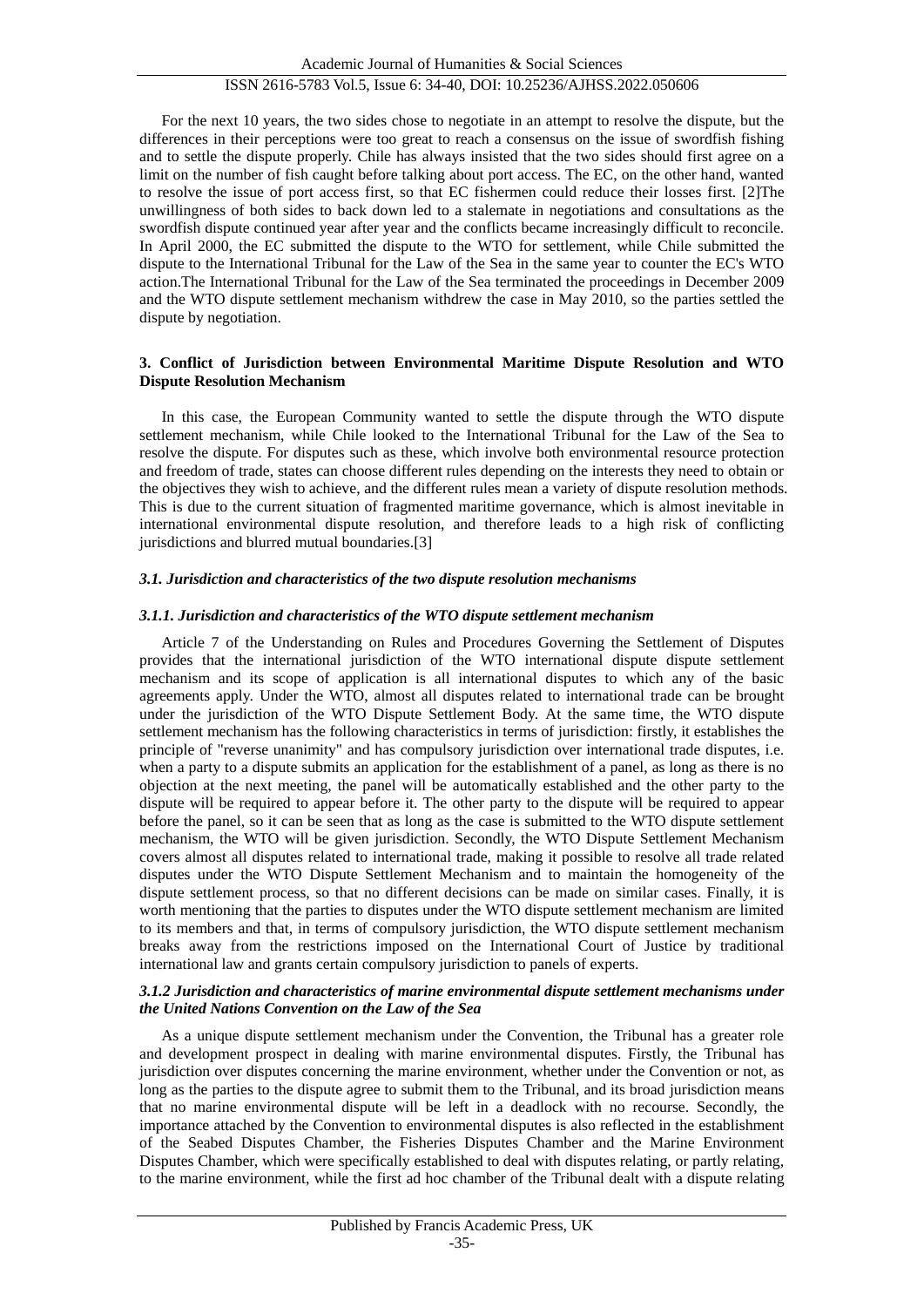For the next 10 years, the two sides chose to negotiate in an attempt to resolve the dispute, but the differences in their perceptions were too great to reach a consensus on the issue of swordfish fishing and to settle the dispute properly. Chile has always insisted that the two sides should first agree on a limit on the number of fish caught before talking about port access. The EC, on the other hand, wanted to resolve the issue of port access first, so that EC fishermen could reduce their losses first. [2]The unwillingness of both sides to back down led to a stalemate in negotiations and consultations as the swordfish dispute continued year after year and the conflicts became increasingly difficult to reconcile. In April 2000, the EC submitted the dispute to the WTO for settlement, while Chile submitted the dispute to the International Tribunal for the Law of the Sea in the same year to counter the EC's WTO action.The International Tribunal for the Law of the Sea terminated the proceedings in December 2009 and the WTO dispute settlement mechanism withdrew the case in May 2010, so the parties settled the dispute by negotiation.

## 3. Conflict of Jurisdiction between Environmental Maritime Dispute Resolution and WTO Dispute Resolution Mechanism

In this case, the European Community wanted to settle the dispute through the WTO dispute settlement mechanism, while Chile looked to the International Tribunal for the Law of the Sea to resolve the dispute. For disputes such as these, which involve both environmental resource protection and freedom of trade, states can choose different rules depending on the interests they need to obtain or the objectives they wish to achieve, and the different rules mean a variety of dispute resolution methods. This is due to the current situation of fragmented maritime governance, which is almost inevitable in international environmental dispute resolution, and therefore leads to a high risk of conflicting jurisdictions and blurred mutual boundaries.[3]

### *3.1. Jurisdiction and characteristics of the two dispute resolution mechanisms*

#### *3.1.1. Jurisdiction and characteristics of the WTO dispute settlement mechanism*

Article 7 of the Understanding on Rules and Procedures Governing the Settlement of Disputes provides that the international jurisdiction of the WTO international dispute dispute settlement mechanism and its scope of application is all international disputes to which any of the basic agreements apply. Under the WTO, almost all disputes related to international trade can be brought under the jurisdiction of the WTO Dispute Settlement Body. At the same time, the WTO dispute settlement mechanism has the following characteristics in terms of jurisdiction: firstly, it establishes the principle of "reverse unanimity" and has compulsory jurisdiction over international trade disputes, i.e. when a party to a dispute submits an application for the establishment of a panel, as long as there is no objection at the next meeting, the panel will be automatically established and the other party to the dispute will be required to appear before it. The other party to the dispute will be required to appear before the panel, so it can be seen that as long as the case is submitted to the WTO dispute settlement mechanism, the WTO will be given jurisdiction. Secondly, the WTO Dispute Settlement Mechanism covers almost all disputes related to international trade, making it possible to resolve all trade related disputes under the WTO Dispute Settlement Mechanism and to maintain the homogeneity of the dispute settlement process, so that no different decisions can be made on similar cases. Finally, it is worth mentioning that the parties to disputes under the WTO dispute settlement mechanism are limited to its members and that, in terms of compulsory jurisdiction, the WTO dispute settlement mechanism breaks away from the restrictions imposed on the International Court of Justice by traditional international law and grants certain compulsory jurisdiction to panels of experts.

#### *3.1.2 Jurisdiction and characteristics of marine environmental dispute settlement mechanisms under the United Nations Convention on the Law of the Sea*

As a unique dispute settlement mechanism under the Convention, the Tribunal has a greater role and development prospect in dealing with marine environmental disputes. Firstly, the Tribunal has jurisdiction over disputes concerning the marine environment, whether under the Convention or not, as long as the parties to the dispute agree to submit them to the Tribunal, and its broad jurisdiction means that no marine environmental dispute will be left in a deadlock with no recourse. Secondly, the importance attached by the Convention to environmental disputes is also reflected in the establishment of the Seabed Disputes Chamber, the Fisheries Disputes Chamber and the Marine Environment Disputes Chamber, which were specifically established to deal with disputes relating, or partly relating, to the marine environment, while the first ad hoc chamber of the Tribunal dealt with a dispute relating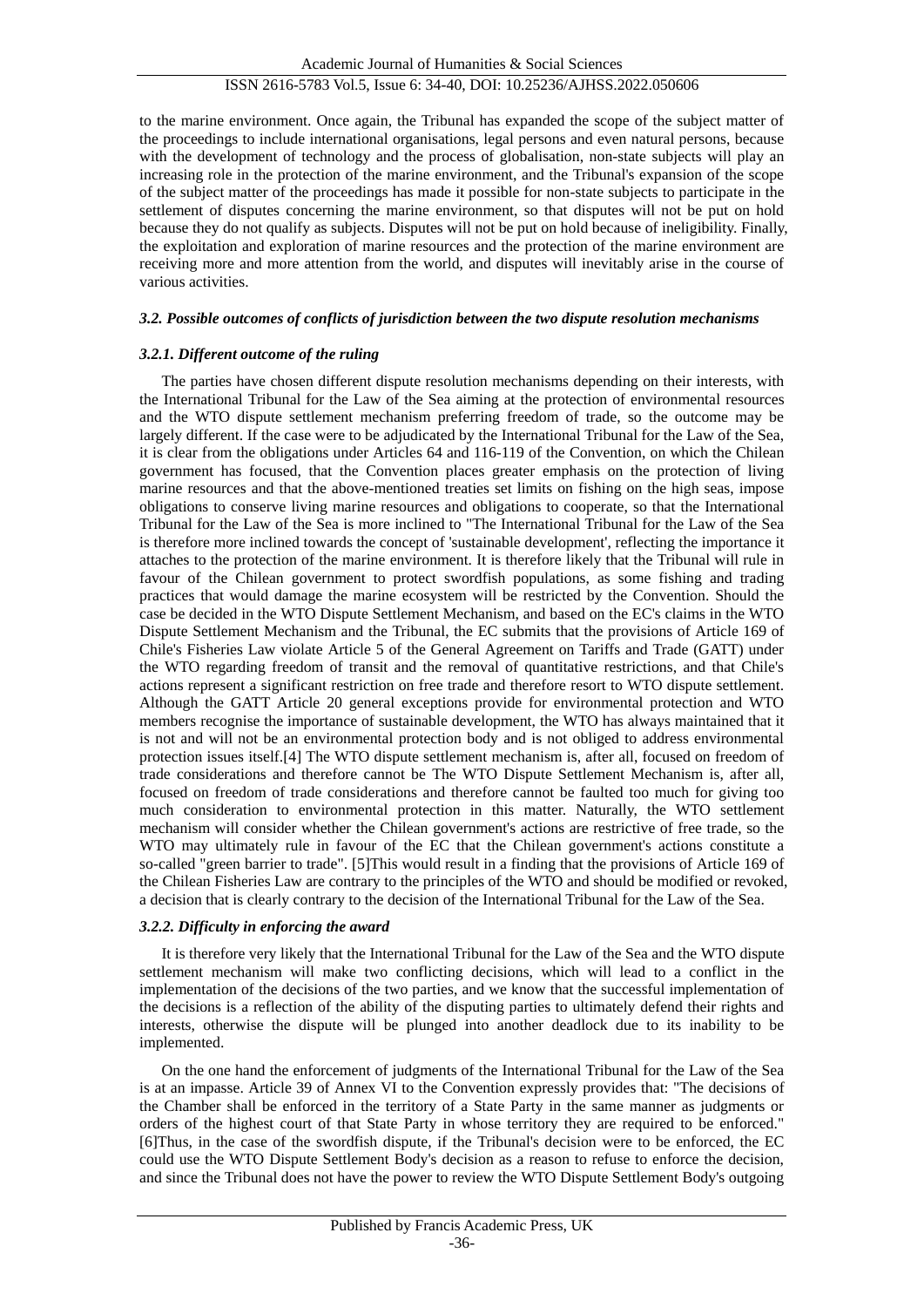to the marine environment. Once again, the Tribunal has expanded the scope of the subject matter of the proceedings to include international organisations, legal persons and even natural persons, because with the development of technology and the process of globalisation, non-state subjects will play an increasing role in the protection of the marine environment, and the Tribunal's expansion of the scope of the subject matter of the proceedings has made it possible for non-state subjects to participate in the settlement of disputes concerning the marine environment, so that disputes will not be put on hold because they do not qualify as subjects. Disputes will not be put on hold because of ineligibility. Finally, the exploitation and exploration of marine resources and the protection of the marine environment are receiving more and more attention from the world, and disputes will inevitably arise in the course of various activities.

### *3.2. Possible outcomes of conflicts of jurisdiction between the two dispute resolution mechanisms*

#### *3.2.1. Different outcome of the ruling*

The parties have chosen different dispute resolution mechanisms depending on their interests, with the International Tribunal for the Law of the Sea aiming at the protection of environmental resources and the WTO dispute settlement mechanism preferring freedom of trade, so the outcome may be largely different. If the case were to be adjudicated by the International Tribunal for the Law of the Sea, it is clear from the obligations under Articles 64 and 116-119 of the Convention, on which the Chilean government has focused, that the Convention places greater emphasis on the protection of living marine resources and that the above-mentioned treaties set limits on fishing on the high seas, impose obligations to conserve living marine resources and obligations to cooperate, so that the International Tribunal for the Law of the Sea is more inclined to "The International Tribunal for the Law of the Sea is therefore more inclined towards the concept of 'sustainable development', reflecting the importance it attaches to the protection of the marine environment. It is therefore likely that the Tribunal will rule in favour of the Chilean government to protect swordfish populations, as some fishing and trading practices that would damage the marine ecosystem will be restricted by the Convention. Should the case be decided in the WTO Dispute Settlement Mechanism, and based on the EC's claims in the WTO Dispute Settlement Mechanism and the Tribunal, the EC submits that the provisions of Article 169 of Chile's Fisheries Law violate Article 5 of the General Agreement on Tariffs and Trade (GATT) under the WTO regarding freedom of transit and the removal of quantitative restrictions, and that Chile's actions represent a significant restriction on free trade and therefore resort to WTO dispute settlement. Although the GATT Article 20 general exceptions provide for environmental protection and WTO members recognise the importance of sustainable development, the WTO has always maintained that it is not and will not be an environmental protection body and is not obliged to address environmental protection issues itself.[4] The WTO dispute settlement mechanism is, after all, focused on freedom of trade considerations and therefore cannot be The WTO Dispute Settlement Mechanism is, after all, focused on freedom of trade considerations and therefore cannot be faulted too much for giving too much consideration to environmental protection in this matter. Naturally, the WTO settlement mechanism will consider whether the Chilean government's actions are restrictive of free trade, so the WTO may ultimately rule in favour of the EC that the Chilean government's actions constitute a so-called "green barrier to trade". [5]This would result in a finding that the provisions of Article 169 of the Chilean Fisheries Law are contrary to the principles of the WTO and should be modified or revoked, a decision that is clearly contrary to the decision of the International Tribunal for the Law of the Sea.

#### *3.2.2. Difficulty in enforcing the award*

It is therefore very likely that the International Tribunal for the Law of the Sea and the WTO dispute settlement mechanism will make two conflicting decisions, which will lead to a conflict in the implementation of the decisions of the two parties, and we know that the successful implementation of the decisions is a reflection of the ability of the disputing parties to ultimately defend their rights and interests, otherwise the dispute will be plunged into another deadlock due to its inability to be implemented.

On the one hand the enforcement of judgments of the International Tribunal for the Law of the Sea is at an impasse. Article 39 of Annex VI to the Convention expressly provides that: "The decisions of the Chamber shall be enforced in the territory of a State Party in the same manner as judgments or orders of the highest court of that State Party in whose territory they are required to be enforced." [6]Thus, in the case of the swordfish dispute, if the Tribunal's decision were to be enforced, the EC could use the WTO Dispute Settlement Body's decision as a reason to refuse to enforce the decision, and since the Tribunal does not have the power to review the WTO Dispute Settlement Body's outgoing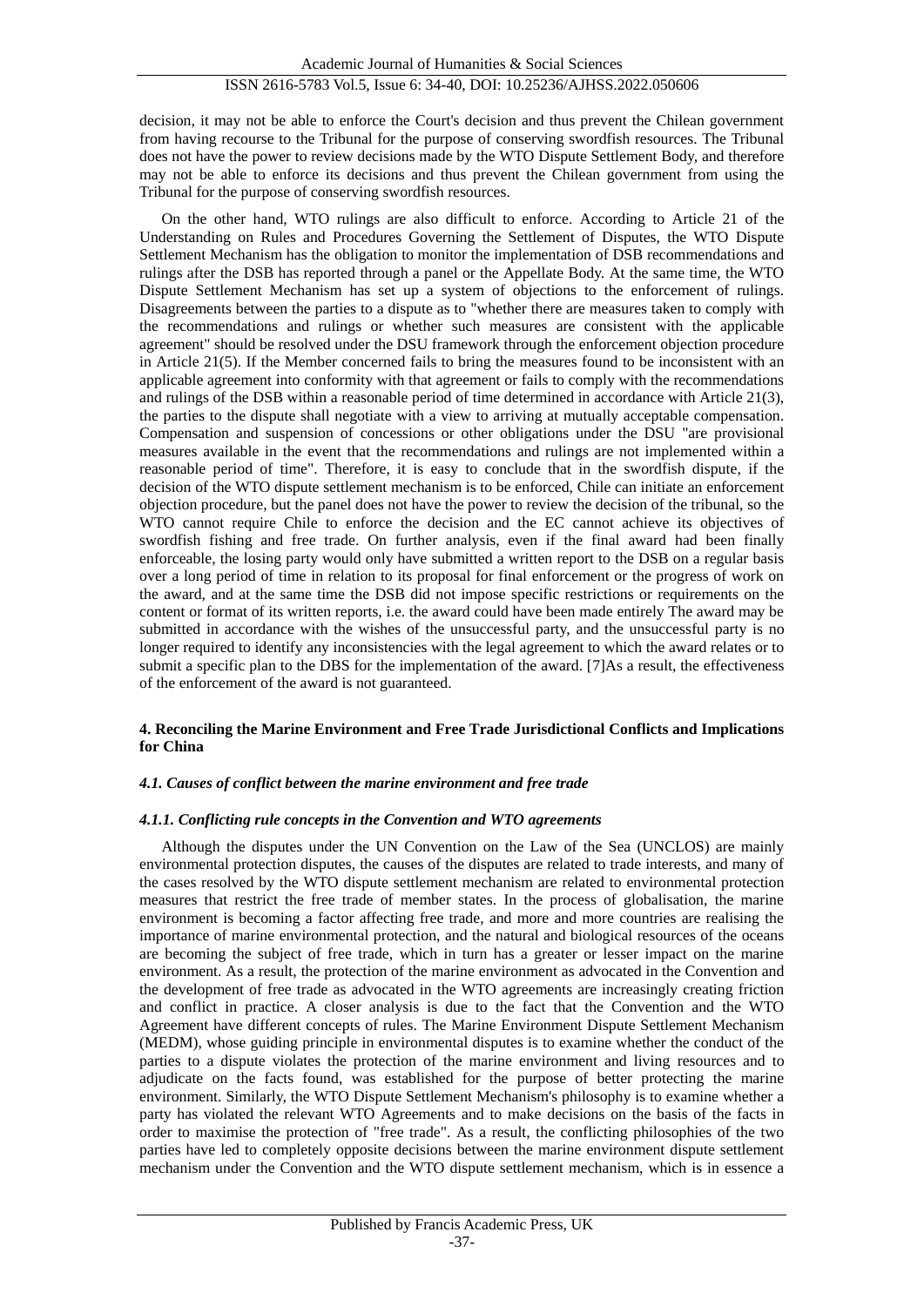decision, it may not be able to enforce the Court's decision and thus prevent the Chilean government from having recourse to the Tribunal for the purpose of conserving swordfish resources. The Tribunal does not have the power to review decisions made by the WTO Dispute Settlement Body, and therefore may not be able to enforce its decisions and thus prevent the Chilean government from using the Tribunal for the purpose of conserving swordfish resources.

On the other hand, WTO rulings are also difficult to enforce. According to Article 21 of the Understanding on Rules and Procedures Governing the Settlement of Disputes, the WTO Dispute Settlement Mechanism has the obligation to monitor the implementation of DSB recommendations and rulings after the DSB has reported through a panel or the Appellate Body. At the same time, the WTO Dispute Settlement Mechanism has set up a system of objections to the enforcement of rulings. Disagreements between the parties to a dispute as to "whether there are measures taken to comply with the recommendations and rulings or whether such measures are consistent with the applicable agreement" should be resolved under the DSU framework through the enforcement objection procedure in Article 21(5). If the Member concerned fails to bring the measures found to be inconsistent with an applicable agreement into conformity with that agreement or fails to comply with the recommendations and rulings of the DSB within a reasonable period of time determined in accordance with Article 21(3), the parties to the dispute shall negotiate with a view to arriving at mutually acceptable compensation. Compensation and suspension of concessions or other obligations under the DSU "are provisional measures available in the event that the recommendations and rulings are not implemented within a reasonable period of time". Therefore, it is easy to conclude that in the swordfish dispute, if the decision of the WTO dispute settlement mechanism is to be enforced, Chile can initiate an enforcement objection procedure, but the panel does not have the power to review the decision of the tribunal, so the WTO cannot require Chile to enforce the decision and the EC cannot achieve its objectives of swordfish fishing and free trade. On further analysis, even if the final award had been finally enforceable, the losing party would only have submitted a written report to the DSB on a regular basis over a long period of time in relation to its proposal for final enforcement or the progress of work on the award, and at the same time the DSB did not impose specific restrictions or requirements on the content or format of its written reports, i.e. the award could have been made entirely The award may be submitted in accordance with the wishes of the unsuccessful party, and the unsuccessful party is no longer required to identify any inconsistencies with the legal agreement to which the award relates or to submit a specific plan to the DBS for the implementation of the award. [7]As a result, the effectiveness of the enforcement of the award is not guaranteed.

## 4. Reconciling the Marine Environment and Free Trade Jurisdictional Conflicts and Implications for China

### *4.1. Causes of conflict between the marine environment and free trade*

#### *4.1.1. Conflicting rule concepts in the Convention and WTO agreements*

Although the disputes under the UN Convention on the Law of the Sea (UNCLOS) are mainly environmental protection disputes, the causes of the disputes are related to trade interests, and many of the cases resolved by the WTO dispute settlement mechanism are related to environmental protection measures that restrict the free trade of member states. In the process of globalisation, the marine environment is becoming a factor affecting free trade, and more and more countries are realising the importance of marine environmental protection, and the natural and biological resources of the oceans are becoming the subject of free trade, which in turn has a greater or lesser impact on the marine environment. As a result, the protection of the marine environment as advocated in the Convention and the development of free trade as advocated in the WTO agreements are increasingly creating friction and conflict in practice. A closer analysis is due to the fact that the Convention and the WTO Agreement have different concepts of rules. The Marine Environment Dispute Settlement Mechanism (MEDM), whose guiding principle in environmental disputes is to examine whether the conduct of the parties to a dispute violates the protection of the marine environment and living resources and to adjudicate on the facts found, was established for the purpose of better protecting the marine environment. Similarly, the WTO Dispute Settlement Mechanism's philosophy is to examine whether a party has violated the relevant WTO Agreements and to make decisions on the basis of the facts in order to maximise the protection of "free trade". As a result, the conflicting philosophies of the two parties have led to completely opposite decisions between the marine environment dispute settlement mechanism under the Convention and the WTO dispute settlement mechanism, which is in essence a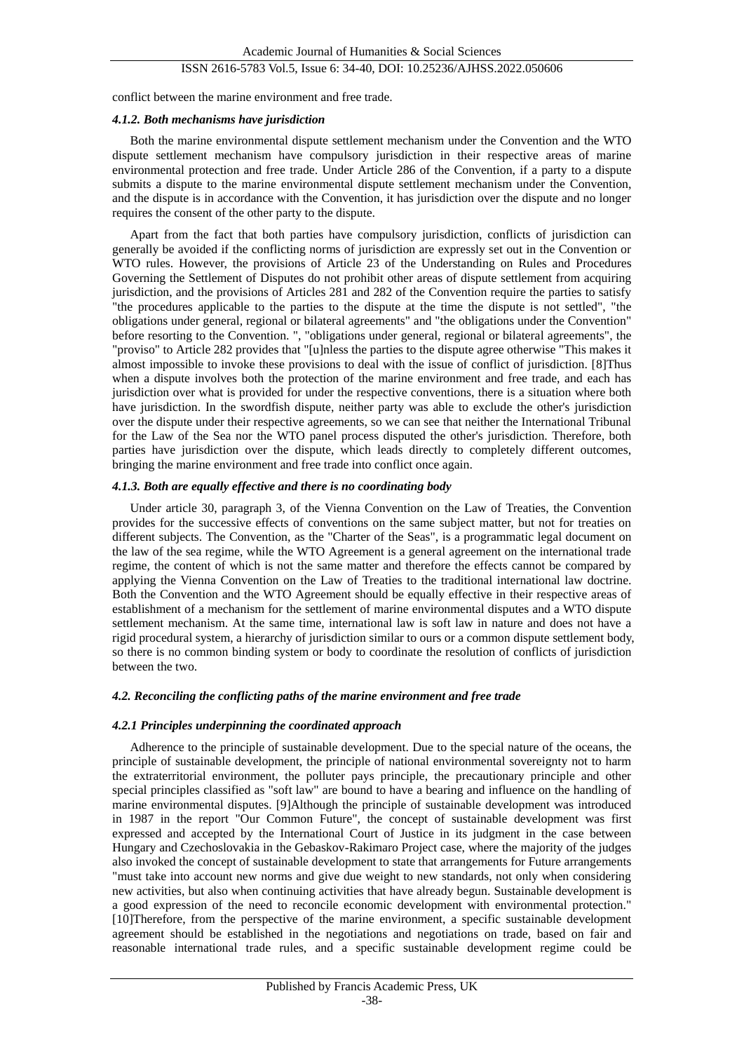conflict between the marine environment and free trade.

#### *4.1.2. Both mechanisms have jurisdiction*

Both the marine environmental dispute settlement mechanism under the Convention and the WTO dispute settlement mechanism have compulsory jurisdiction in their respective areas of marine environmental protection and free trade. Under Article 286 of the Convention, if a party to a dispute submits a dispute to the marine environmental dispute settlement mechanism under the Convention, and the dispute is in accordance with the Convention, it has jurisdiction over the dispute and no longer requires the consent of the other party to the dispute.

Apart from the fact that both parties have compulsory jurisdiction, conflicts of jurisdiction can generally be avoided if the conflicting norms of jurisdiction are expressly set out in the Convention or WTO rules. However, the provisions of Article 23 of the Understanding on Rules and Procedures Governing the Settlement of Disputes do not prohibit other areas of dispute settlement from acquiring jurisdiction, and the provisions of Articles 281 and 282 of the Convention require the parties to satisfy "the procedures applicable to the parties to the dispute at the time the dispute is not settled", "the obligations under general, regional or bilateral agreements" and "the obligations under the Convention" before resorting to the Convention. ", "obligations under general, regional or bilateral agreements", the "proviso" to Article 282 provides that "[u]nless the parties to the dispute agree otherwise "This makes it almost impossible to invoke these provisions to deal with the issue of conflict of jurisdiction. [8]Thus when a dispute involves both the protection of the marine environment and free trade, and each has jurisdiction over what is provided for under the respective conventions, there is a situation where both have jurisdiction. In the swordfish dispute, neither party was able to exclude the other's jurisdiction over the dispute under their respective agreements, so we can see that neither the International Tribunal for the Law of the Sea nor the WTO panel process disputed the other's jurisdiction. Therefore, both parties have jurisdiction over the dispute, which leads directly to completely different outcomes, bringing the marine environment and free trade into conflict once again.

#### *4.1.3. Both are equally effective and there is no coordinating body*

Under article 30, paragraph 3, of the Vienna Convention on the Law of Treaties, the Convention provides for the successive effects of conventions on the same subject matter, but not for treaties on different subjects. The Convention, as the "Charter of the Seas", is a programmatic legal document on the law of the sea regime, while the WTO Agreement is a general agreement on the international trade regime, the content of which is not the same matter and therefore the effects cannot be compared by applying the Vienna Convention on the Law of Treaties to the traditional international law doctrine. Both the Convention and the WTO Agreement should be equally effective in their respective areas of establishment of a mechanism for the settlement of marine environmental disputes and a WTO dispute settlement mechanism. At the same time, international law is soft law in nature and does not have a rigid procedural system, a hierarchy of jurisdiction similar to ours or a common dispute settlement body, so there is no common binding system or body to coordinate the resolution of conflicts of jurisdiction between the two.

### *4.2. Reconciling the conflicting paths of the marine environment and free trade*

#### *4.2.1 Principles underpinning the coordinated approach*

Adherence to the principle of sustainable development. Due to the special nature of the oceans, the principle of sustainable development, the principle of national environmental sovereignty not to harm the extraterritorial environment, the polluter pays principle, the precautionary principle and other special principles classified as "soft law" are bound to have a bearing and influence on the handling of marine environmental disputes. [9]Although the principle of sustainable development was introduced in 1987 in the report "Our Common Future", the concept of sustainable development was first expressed and accepted by the International Court of Justice in its judgment in the case between Hungary and Czechoslovakia in the Gebaskov-Rakimaro Project case, where the majority of the judges also invoked the concept of sustainable development to state that arrangements for Future arrangements "must take into account new norms and give due weight to new standards, not only when considering new activities, but also when continuing activities that have already begun. Sustainable development is a good expression of the need to reconcile economic development with environmental protection." [10]Therefore, from the perspective of the marine environment, a specific sustainable development agreement should be established in the negotiations and negotiations on trade, based on fair and reasonable international trade rules, and a specific sustainable development regime could be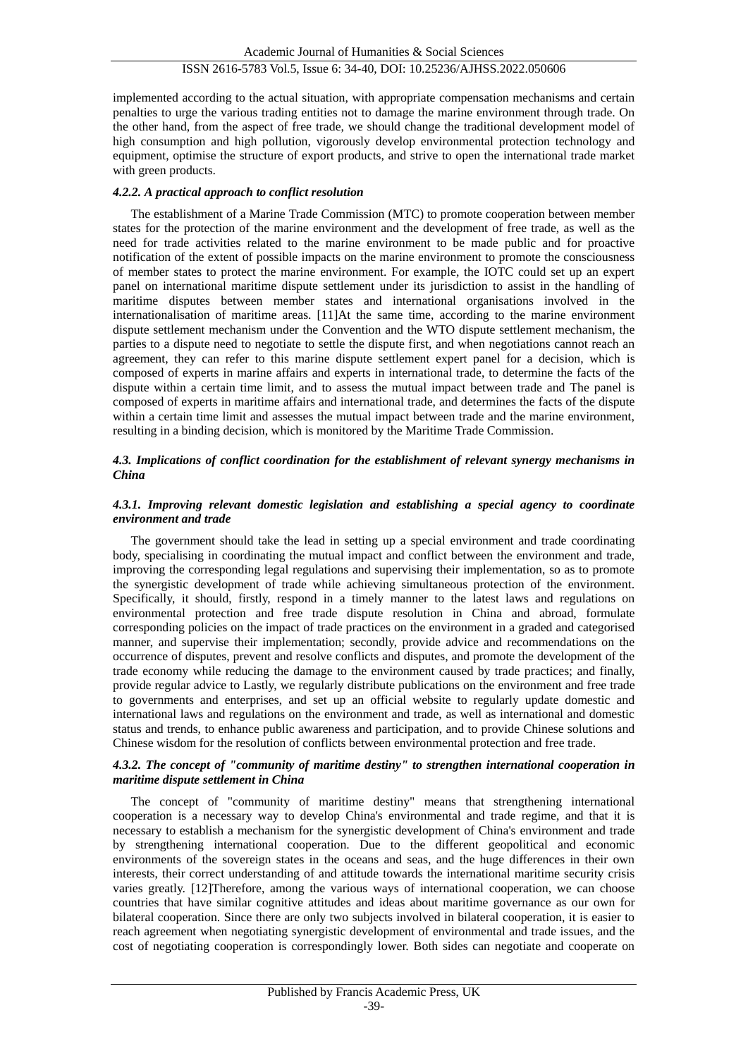implemented according to the actual situation, with appropriate compensation mechanisms and certain penalties to urge the various trading entities not to damage the marine environment through trade. On the other hand, from the aspect of free trade, we should change the traditional development model of high consumption and high pollution, vigorously develop environmental protection technology and equipment, optimise the structure of export products, and strive to open the international trade market with green products.

#### *4.2.2. A practical approach to conflict resolution*

The establishment of a Marine Trade Commission (MTC) to promote cooperation between member states for the protection of the marine environment and the development of free trade, as well as the need for trade activities related to the marine environment to be made public and for proactive notification of the extent of possible impacts on the marine environment to promote the consciousness of member states to protect the marine environment. For example, the IOTC could set up an expert panel on international maritime dispute settlement under its jurisdiction to assist in the handling of maritime disputes between member states and international organisations involved in the internationalisation of maritime areas. [11]At the same time, according to the marine environment dispute settlement mechanism under the Convention and the WTO dispute settlement mechanism, the parties to a dispute need to negotiate to settle the dispute first, and when negotiations cannot reach an agreement, they can refer to this marine dispute settlement expert panel for a decision, which is composed of experts in marine affairs and experts in international trade, to determine the facts of the dispute within a certain time limit, and to assess the mutual impact between trade and The panel is composed of experts in maritime affairs and international trade, and determines the facts of the dispute within a certain time limit and assesses the mutual impact between trade and the marine environment, resulting in a binding decision, which is monitored by the Maritime Trade Commission.

### *4.3. Implications of conflict coordination for the establishment of relevant synergy mechanisms in China*

#### *4.3.1. Improving relevant domestic legislation and establishing a special agency to coordinate environment and trade*

The government should take the lead in setting up a special environment and trade coordinating body, specialising in coordinating the mutual impact and conflict between the environment and trade, improving the corresponding legal regulations and supervising their implementation, so as to promote the synergistic development of trade while achieving simultaneous protection of the environment. Specifically, it should, firstly, respond in a timely manner to the latest laws and regulations on environmental protection and free trade dispute resolution in China and abroad, formulate corresponding policies on the impact of trade practices on the environment in a graded and categorised manner, and supervise their implementation; secondly, provide advice and recommendations on the occurrence of disputes, prevent and resolve conflicts and disputes, and promote the development of the trade economy while reducing the damage to the environment caused by trade practices; and finally, provide regular advice to Lastly, we regularly distribute publications on the environment and free trade to governments and enterprises, and set up an official website to regularly update domestic and international laws and regulations on the environment and trade, as well as international and domestic status and trends, to enhance public awareness and participation, and to provide Chinese solutions and Chinese wisdom for the resolution of conflicts between environmental protection and free trade.

#### *4.3.2. The concept of "community of maritime destiny" to strengthen international cooperation in maritime dispute settlement in China*

The concept of "community of maritime destiny" means that strengthening international cooperation is a necessary way to develop China's environmental and trade regime, and that it is necessary to establish a mechanism for the synergistic development of China's environment and trade by strengthening international cooperation. Due to the different geopolitical and economic environments of the sovereign states in the oceans and seas, and the huge differences in their own interests, their correct understanding of and attitude towards the international maritime security crisis varies greatly. [12]Therefore, among the various ways of international cooperation, we can choose countries that have similar cognitive attitudes and ideas about maritime governance as our own for bilateral cooperation. Since there are only two subjects involved in bilateral cooperation, it is easier to reach agreement when negotiating synergistic development of environmental and trade issues, and the cost of negotiating cooperation is correspondingly lower. Both sides can negotiate and cooperate on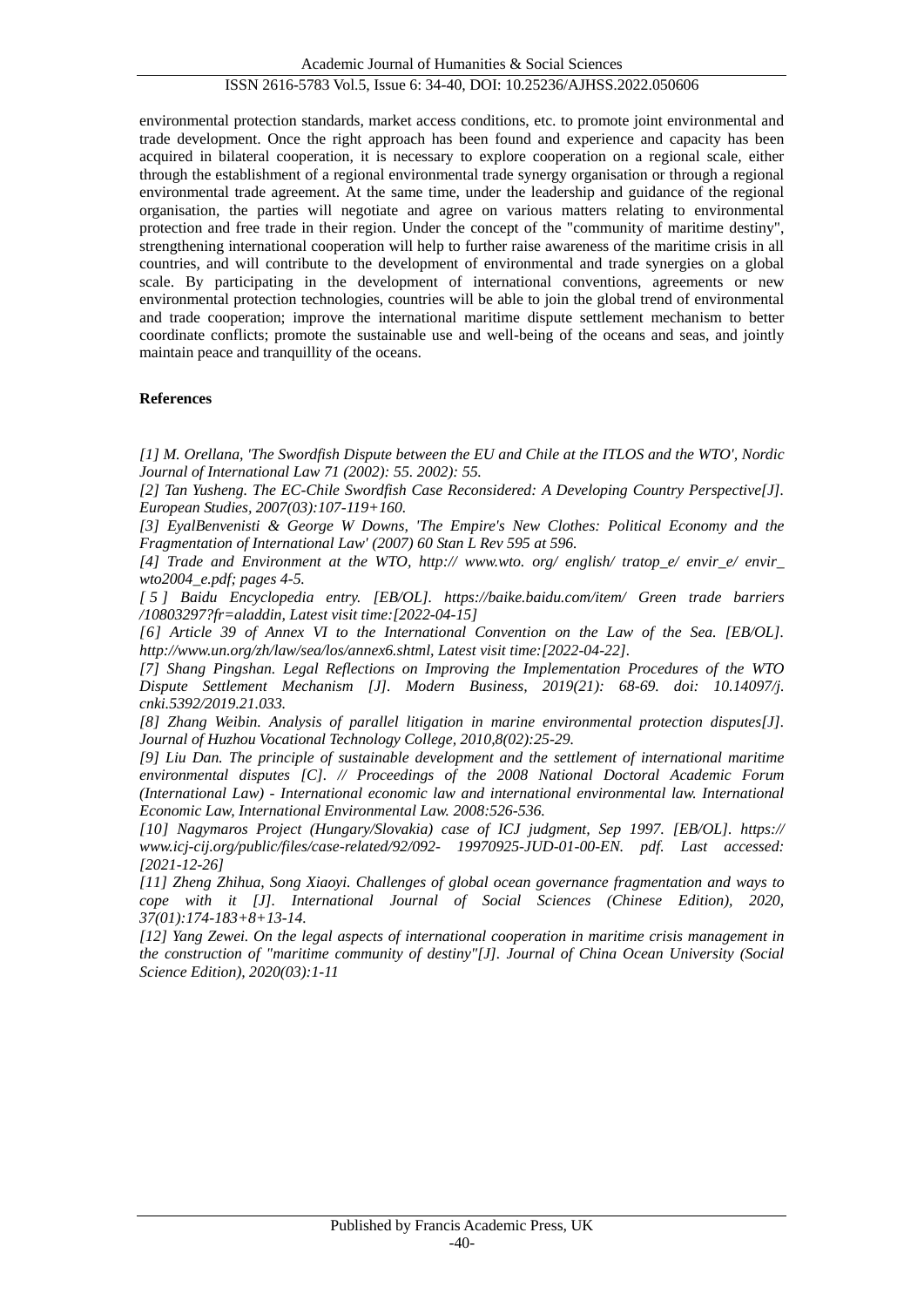environmental protection standards, market access conditions, etc. to promote joint environmental and trade development. Once the right approach has been found and experience and capacity has been acquired in bilateral cooperation, it is necessary to explore cooperation on a regional scale, either through the establishment of a regional environmental trade synergy organisation or through a regional environmental trade agreement. At the same time, under the leadership and guidance of the regional organisation, the parties will negotiate and agree on various matters relating to environmental protection and free trade in their region. Under the concept of the "community of maritime destiny", strengthening international cooperation will help to further raise awareness of the maritime crisis in all countries, and will contribute to the development of environmental and trade synergies on a global scale. By participating in the development of international conventions, agreements or new environmental protection technologies, countries will be able to join the global trend of environmental and trade cooperation; improve the international maritime dispute settlement mechanism to better coordinate conflicts; promote the sustainable use and well-being of the oceans and seas, and jointly maintain peace and tranquillity of the oceans.

**References**

*[1] M. Orellana, 'The Swordfish Dispute between the EU and Chile at the ITLOS and the WTO', Nordic Journal of International Law 71 (2002): 55. 2002): 55.*

*[2] Tan Yusheng. The EC-Chile Swordfish Case Reconsidered: A Developing Country Perspective[J]. European Studies, 2007(03):107-119+160.*

*[3] EyalBenvenisti & George W Downs, 'The Empire's New Clothes: Political Economy and the Fragmentation of International Law' (2007) 60 Stan L Rev 595 at 596.*

*[4] Trade and Environment at the WTO, http:// www.wto. org/ english/ tratop_e/ envir_e/ envir_ wto2004_e.pdf; pages 4-5.*

*[ 5 ] Baidu Encyclopedia entry. [EB/OL]. https://baike.baidu.com/item/ Green trade barriers /10803297?fr=aladdin, Latest visit time:[2022-04-15]*

*[6] Article 39 of Annex VI to the International Convention on the Law of the Sea. [EB/OL]. http://www.un.org/zh/law/sea/los/annex6.shtml, Latest visit time:[2022-04-22].*

*[7] Shang Pingshan. Legal Reflections on Improving the Implementation Procedures of the WTO Dispute Settlement Mechanism [J]. Modern Business, 2019(21): 68-69. doi: 10.14097/j. cnki.5392/2019.21.033.*

*[8] Zhang Weibin. Analysis of parallel litigation in marine environmental protection disputes[J]. Journal of Huzhou Vocational Technology College, 2010,8(02):25-29.*

*[9] Liu Dan. The principle of sustainable development and the settlement of international maritime environmental disputes [C]. // Proceedings of the 2008 National Doctoral Academic Forum (International Law) - International economic law and international environmental law. International Economic Law, International Environmental Law. 2008:526-536.*

*[10] Nagymaros Project (Hungary/Slovakia) case of ICJ judgment, Sep 1997. [EB/OL]. https:// www.icj-cij.org/public/files/case-related/92/092- 19970925-JUD-01-00-EN. pdf. Last accessed: [2021-12-26]*

*[11] Zheng Zhihua, Song Xiaoyi. Challenges of global ocean governance fragmentation and ways to cope with it [J]. International Journal of Social Sciences (Chinese Edition), 2020, 37(01):174-183+8+13-14.*

*[12] Yang Zewei. On the legal aspects of international cooperation in maritime crisis management in the construction of "maritime community of destiny"[J]. Journal of China Ocean University (Social Science Edition), 2020(03):1-11*